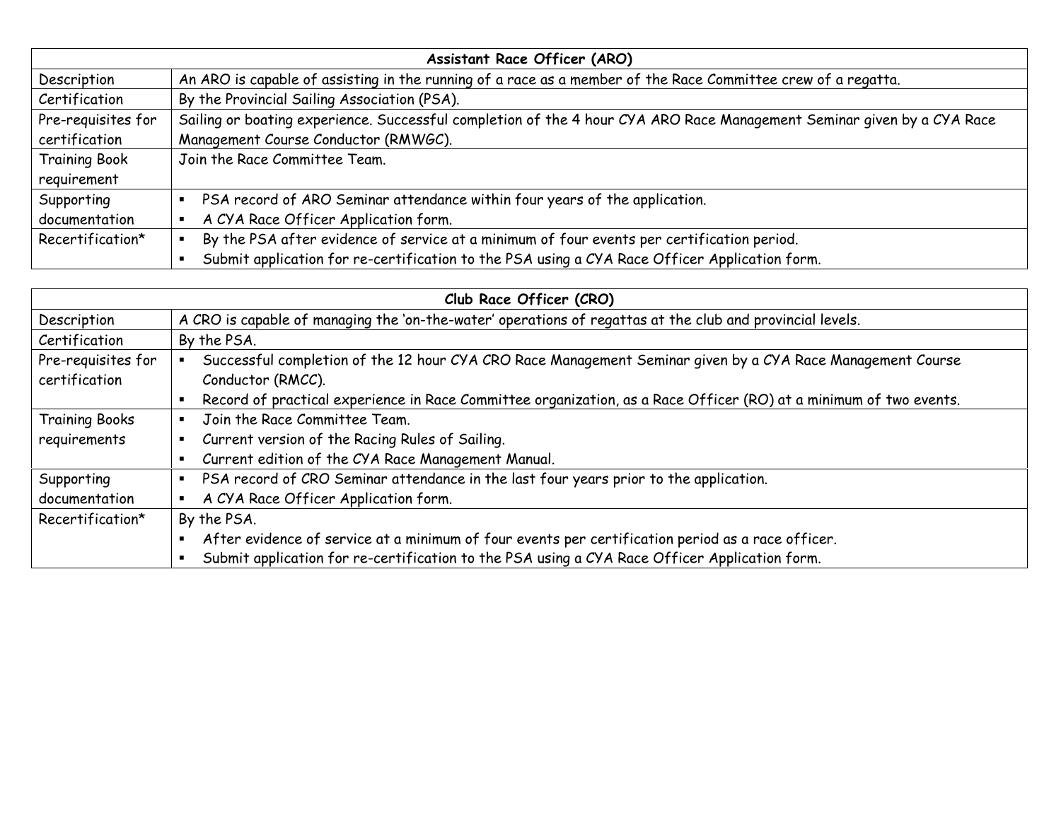| Assistant Race Officer (ARO) | |
|---|---|
| Description | An ARO is capable of assisting in the running of a race as a member of the Race Committee crew of a regatta. |
| Certification | By the Provincial Sailing Association (PSA). |
| Pre-requisites for certification | Sailing or boating experience. Successful completion of the 4 hour CYA ARO Race Management Seminar given by a CYA Race Management Course Conductor (RMWGC). |
| Training Book requirement | Join the Race Committee Team. |
| Supporting documentation | ▪ PSA record of ARO Seminar attendance within four years of the application.<br>▪ A CYA Race Officer Application form. |
| Recertification* | ▪ By the PSA after evidence of service at a minimum of four events per certification period.<br>▪ Submit application for re-certification to the PSA using a CYA Race Officer Application form. |

| Club Race Officer (CRO) | |
|---|---|
| Description | A CRO is capable of managing the 'on-the-water' operations of regattas at the club and provincial levels. |
| Certification | By the PSA. |
| Pre-requisites for certification | ▪ Successful completion of the 12 hour CYA CRO Race Management Seminar given by a CYA Race Management Course Conductor (RMCC).<br>▪ Record of practical experience in Race Committee organization, as a Race Officer (RO) at a minimum of two events. |
| Training Books requirements | ▪ Join the Race Committee Team.<br>▪ Current version of the Racing Rules of Sailing.<br>▪ Current edition of the CYA Race Management Manual. |
| Supporting documentation | ▪ PSA record of CRO Seminar attendance in the last four years prior to the application.<br>▪ A CYA Race Officer Application form. |
| Recertification* | By the PSA.<br>▪ After evidence of service at a minimum of four events per certification period as a race officer.<br>▪ Submit application for re-certification to the PSA using a CYA Race Officer Application form. |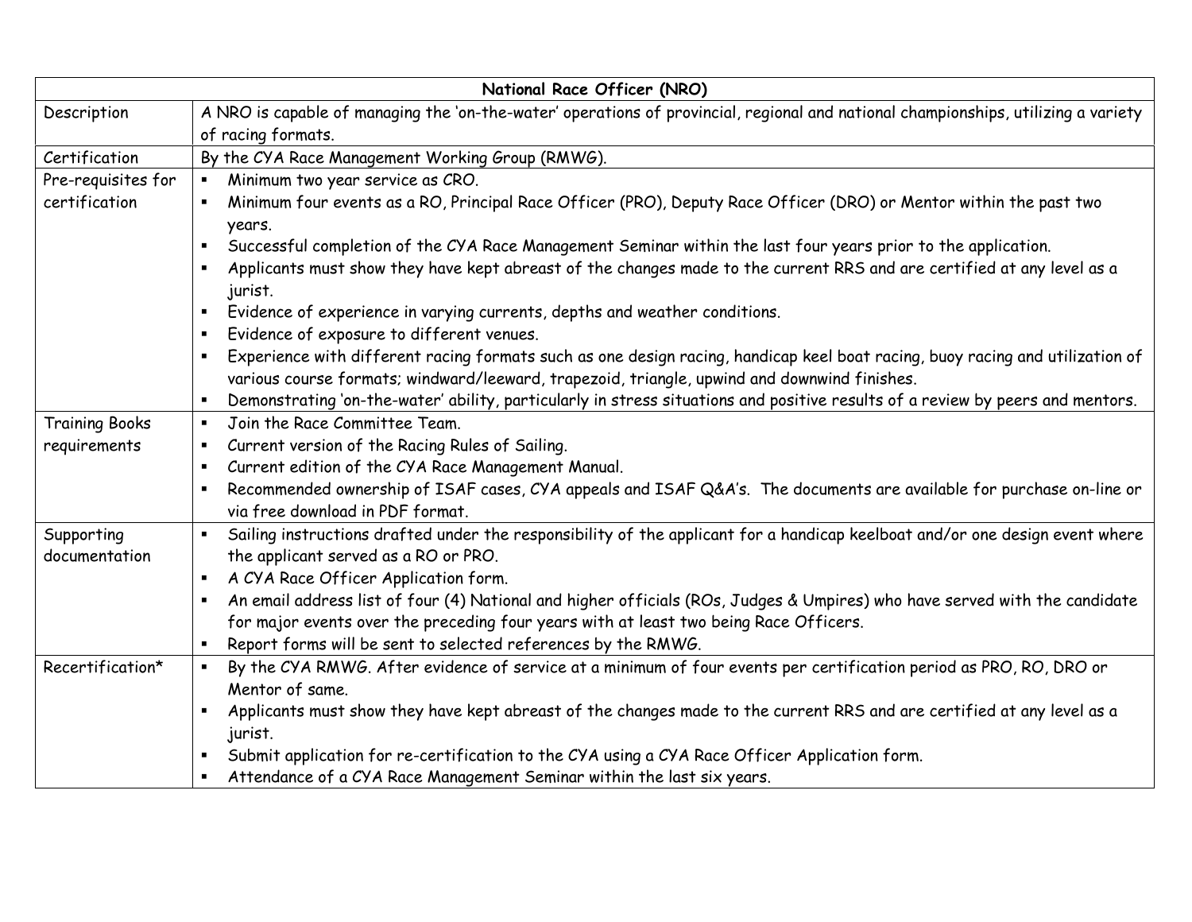| National Race Officer (NRO) | |
|---|---|
| Description | A NRO is capable of managing the 'on-the-water' operations of provincial, regional and national championships, utilizing a variety of racing formats. |
| Certification | By the CYA Race Management Working Group (RMWG). |
| Pre-requisites for certification | ▪ Minimum two year service as CRO.<br>▪ Minimum four events as a RO, Principal Race Officer (PRO), Deputy Race Officer (DRO) or Mentor within the past two years.<br>▪ Successful completion of the CYA Race Management Seminar within the last four years prior to the application.<br>▪ Applicants must show they have kept abreast of the changes made to the current RRS and are certified at any level as a jurist.<br>▪ Evidence of experience in varying currents, depths and weather conditions.<br>▪ Evidence of exposure to different venues.<br>▪ Experience with different racing formats such as one design racing, handicap keel boat racing, buoy racing and utilization of various course formats; windward/leeward, trapezoid, triangle, upwind and downwind finishes.<br>▪ Demonstrating 'on-the-water' ability, particularly in stress situations and positive results of a review by peers and mentors. |
| Training Books requirements | ▪ Join the Race Committee Team.<br>▪ Current version of the Racing Rules of Sailing.<br>▪ Current edition of the CYA Race Management Manual.<br>▪ Recommended ownership of ISAF cases, CYA appeals and ISAF Q&A's. The documents are available for purchase on-line or via free download in PDF format. |
| Supporting documentation | ▪ Sailing instructions drafted under the responsibility of the applicant for a handicap keelboat and/or one design event where the applicant served as a RO or PRO.<br>▪ A CYA Race Officer Application form.<br>▪ An email address list of four (4) National and higher officials (ROs, Judges & Umpires) who have served with the candidate for major events over the preceding four years with at least two being Race Officers.<br>▪ Report forms will be sent to selected references by the RMWG. |
| Recertification* | ▪ By the CYA RMWG. After evidence of service at a minimum of four events per certification period as PRO, RO, DRO or Mentor of same.<br>▪ Applicants must show they have kept abreast of the changes made to the current RRS and are certified at any level as a jurist.<br>▪ Submit application for re-certification to the CYA using a CYA Race Officer Application form.<br>▪ Attendance of a CYA Race Management Seminar within the last six years. |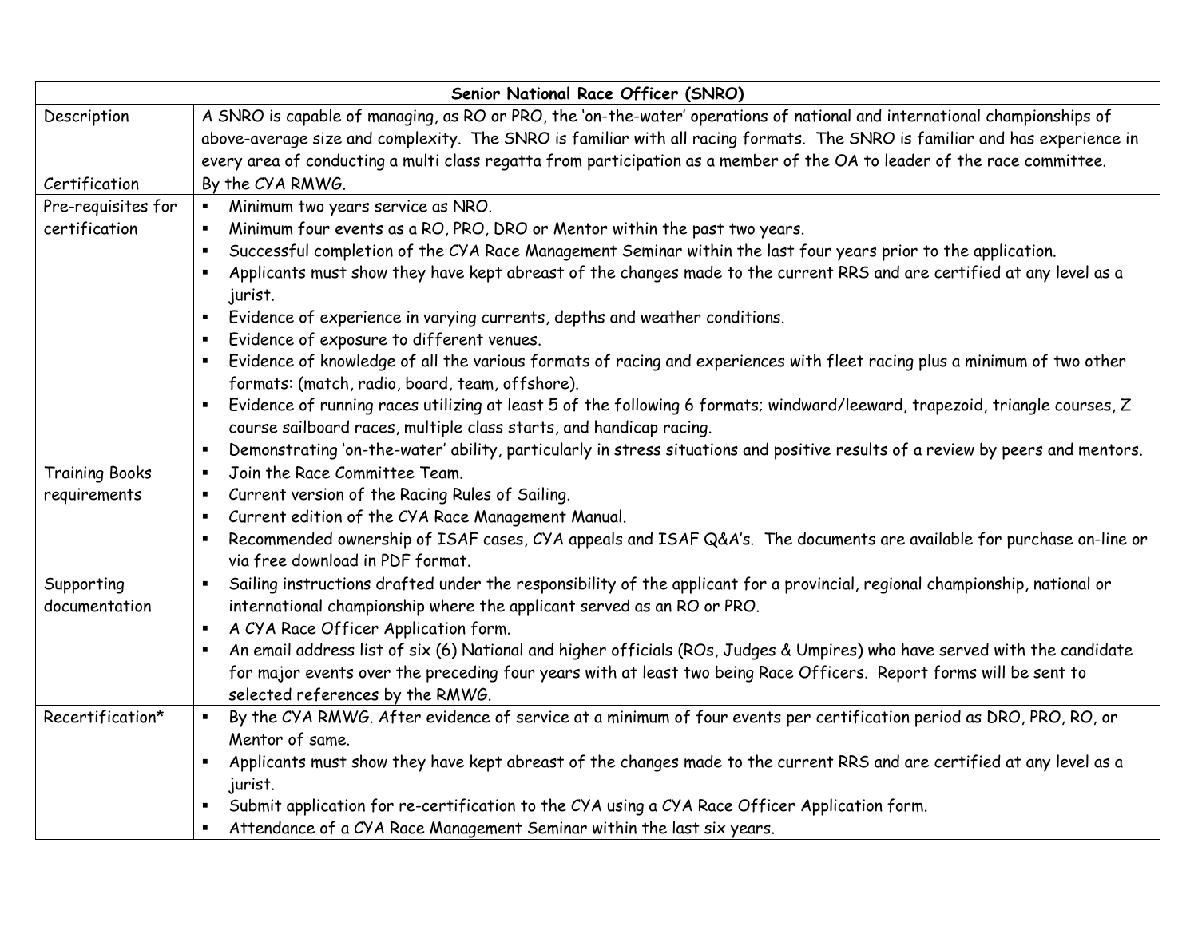| Senior National Race Officer (SNRO) | |
|---|---|
| Description | A SNRO is capable of managing, as RO or PRO, the 'on-the-water' operations of national and international championships of above-average size and complexity. The SNRO is familiar with all racing formats. The SNRO is familiar and has experience in every area of conducting a multi class regatta from participation as a member of the OA to leader of the race committee. |
| Certification | By the CYA RMWG. |
| Pre-requisites for certification | ▪ Minimum two years service as NRO.<br>▪ Minimum four events as a RO, PRO, DRO or Mentor within the past two years.<br>▪ Successful completion of the CYA Race Management Seminar within the last four years prior to the application.<br>▪ Applicants must show they have kept abreast of the changes made to the current RRS and are certified at any level as a jurist.<br>▪ Evidence of experience in varying currents, depths and weather conditions.<br>▪ Evidence of exposure to different venues.<br>▪ Evidence of knowledge of all the various formats of racing and experiences with fleet racing plus a minimum of two other formats: (match, radio, board, team, offshore).<br>▪ Evidence of running races utilizing at least 5 of the following 6 formats; windward/leeward, trapezoid, triangle courses, Z course sailboard races, multiple class starts, and handicap racing.<br>▪ Demonstrating 'on-the-water' ability, particularly in stress situations and positive results of a review by peers and mentors. |
| Training Books requirements | ▪ Join the Race Committee Team.<br>▪ Current version of the Racing Rules of Sailing.<br>▪ Current edition of the CYA Race Management Manual.<br>▪ Recommended ownership of ISAF cases, CYA appeals and ISAF Q&A's. The documents are available for purchase on-line or via free download in PDF format. |
| Supporting documentation | ▪ Sailing instructions drafted under the responsibility of the applicant for a provincial, regional championship, national or international championship where the applicant served as an RO or PRO.<br>▪ A CYA Race Officer Application form.<br>▪ An email address list of six (6) National and higher officials (ROs, Judges & Umpires) who have served with the candidate for major events over the preceding four years with at least two being Race Officers. Report forms will be sent to selected references by the RMWG. |
| Recertification* | ▪ By the CYA RMWG. After evidence of service at a minimum of four events per certification period as DRO, PRO, RO, or Mentor of same.<br>▪ Applicants must show they have kept abreast of the changes made to the current RRS and are certified at any level as a jurist.<br>▪ Submit application for re-certification to the CYA using a CYA Race Officer Application form.<br>▪ Attendance of a CYA Race Management Seminar within the last six years. |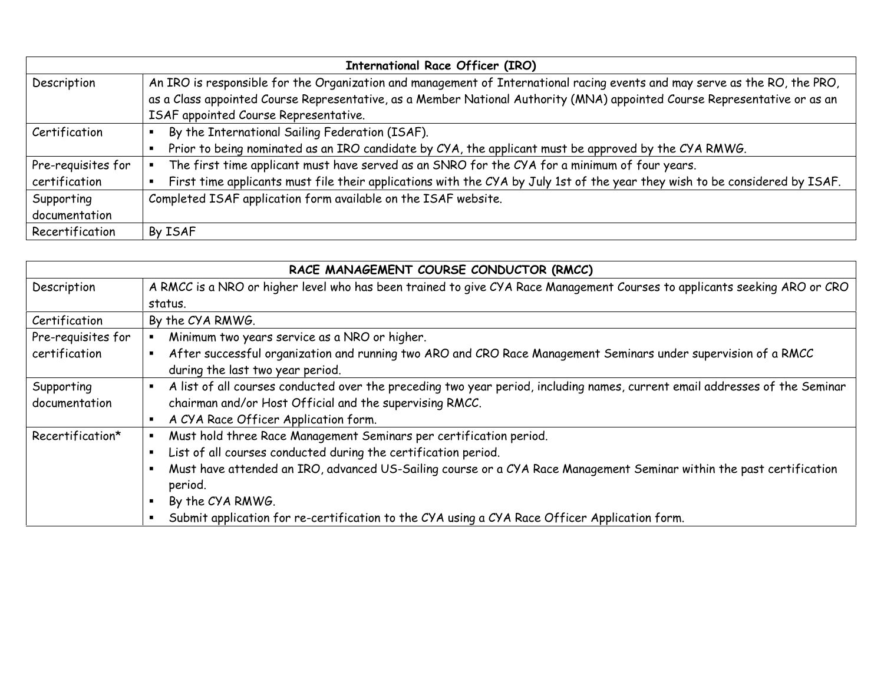| International Race Officer (IRO) | |
|---|---|
| Description | An IRO is responsible for the Organization and management of International racing events and may serve as the RO, the PRO, as a Class appointed Course Representative, as a Member National Authority (MNA) appointed Course Representative or as an ISAF appointed Course Representative. |
| Certification | ▪ By the International Sailing Federation (ISAF).<br>▪ Prior to being nominated as an IRO candidate by CYA, the applicant must be approved by the CYA RMWG. |
| Pre-requisites for certification | ▪ The first time applicant must have served as an SNRO for the CYA for a minimum of four years.<br>▪ First time applicants must file their applications with the CYA by July 1st of the year they wish to be considered by ISAF. |
| Supporting documentation | Completed ISAF application form available on the ISAF website. |
| Recertification | By ISAF |

| RACE MANAGEMENT COURSE CONDUCTOR (RMCC) | |
|---|---|
| Description | A RMCC is a NRO or higher level who has been trained to give CYA Race Management Courses to applicants seeking ARO or CRO status. |
| Certification | By the CYA RMWG. |
| Pre-requisites for certification | ▪ Minimum two years service as a NRO or higher.<br>▪ After successful organization and running two ARO and CRO Race Management Seminars under supervision of a RMCC during the last two year period. |
| Supporting documentation | ▪ A list of all courses conducted over the preceding two year period, including names, current email addresses of the Seminar chairman and/or Host Official and the supervising RMCC.<br>▪ A CYA Race Officer Application form. |
| Recertification* | ▪ Must hold three Race Management Seminars per certification period.<br>▪ List of all courses conducted during the certification period.<br>▪ Must have attended an IRO, advanced US-Sailing course or a CYA Race Management Seminar within the past certification period.<br>▪ By the CYA RMWG.<br>▪ Submit application for re-certification to the CYA using a CYA Race Officer Application form. |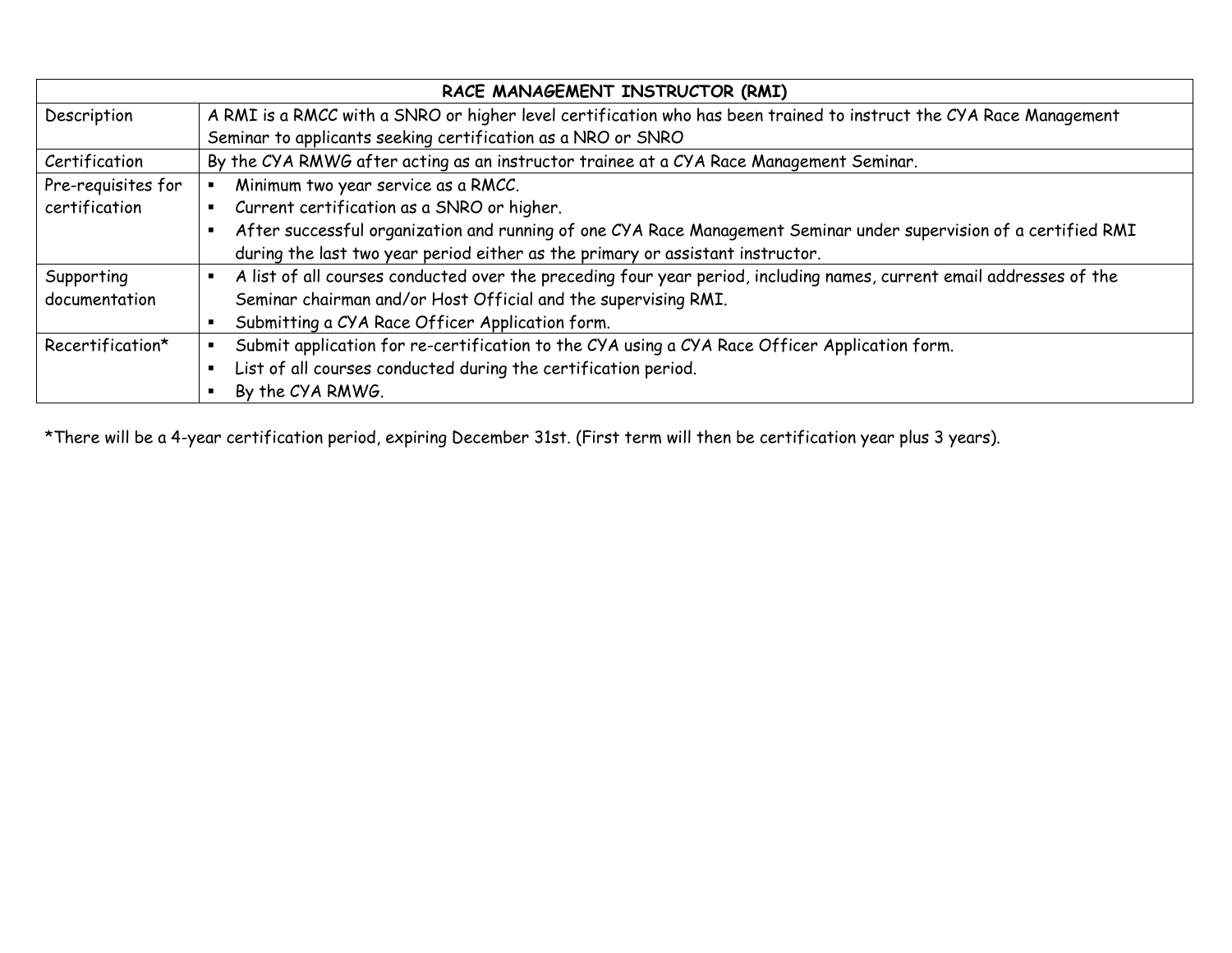| RACE MANAGEMENT INSTRUCTOR (RMI) | |
|---|---|
| Description | A RMI is a RMCC with a SNRO or higher level certification who has been trained to instruct the CYA Race Management Seminar to applicants seeking certification as a NRO or SNRO |
| Certification | By the CYA RMWG after acting as an instructor trainee at a CYA Race Management Seminar. |
| Pre-requisites for certification | ▪ Minimum two year service as a RMCC.<br>▪ Current certification as a SNRO or higher.<br>▪ After successful organization and running of one CYA Race Management Seminar under supervision of a certified RMI during the last two year period either as the primary or assistant instructor. |
| Supporting documentation | ▪ A list of all courses conducted over the preceding four year period, including names, current email addresses of the Seminar chairman and/or Host Official and the supervising RMI.<br>▪ Submitting a CYA Race Officer Application form. |
| Recertification* | ▪ Submit application for re-certification to the CYA using a CYA Race Officer Application form.<br>▪ List of all courses conducted during the certification period.<br>▪ By the CYA RMWG. |

*There will be a 4-year certification period, expiring December 31st. (First term will then be certification year plus 3 years).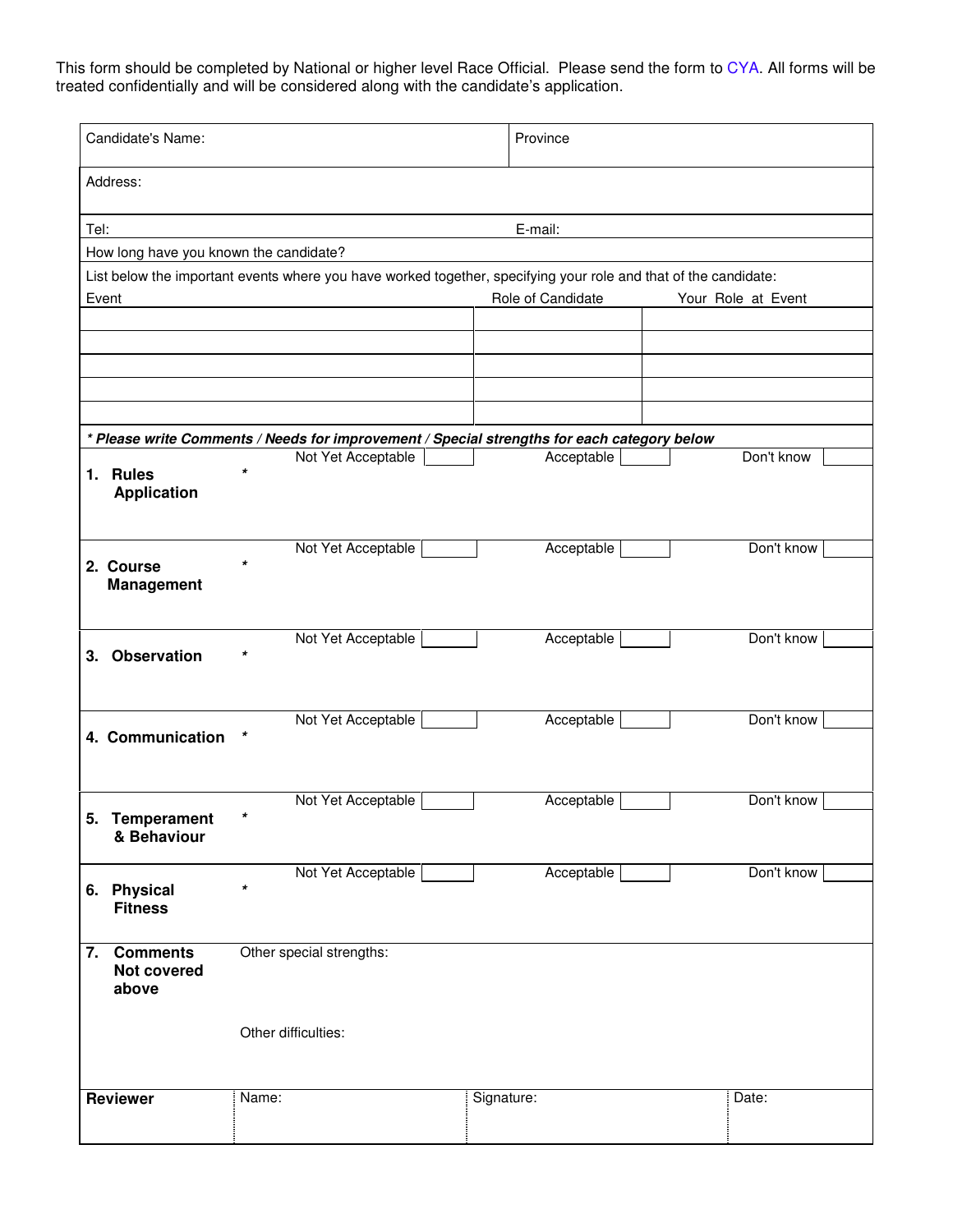This form should be completed by National or higher level Race Official. Please send the form to CYA. All forms will be treated confidentially and will be considered along with the candidate's application.

| | |
|---|---|
| Candidate's Name: | Province |
| Address: | |
| Tel: | E-mail: |
| How long have you known the candidate? | |

List below the important events where you have worked together, specifying your role and that of the candidate:

| Event | Role of Candidate | Your Role at Event |
|---|---|---|
| | | |
| | | |
| | | |
| | | |
| | | |

***\* Please write Comments / Needs for improvement / Special strengths for each category below***

| Category | Not Yet Acceptable | Acceptable | Don't know |
|---|---|---|---|
| **1. Rules Application** * | | | |
| **2. Course Management** * | | | |
| **3. Observation** * | | | |
| **4. Communication** * | | | |
| **5. Temperament & Behaviour** * | | | |
| **6. Physical Fitness** * | | | |

**7. Comments Not covered above**

Other special strengths:

Other difficulties:

| **Reviewer** | Name: | Signature: | Date: |
|---|---|---|---|